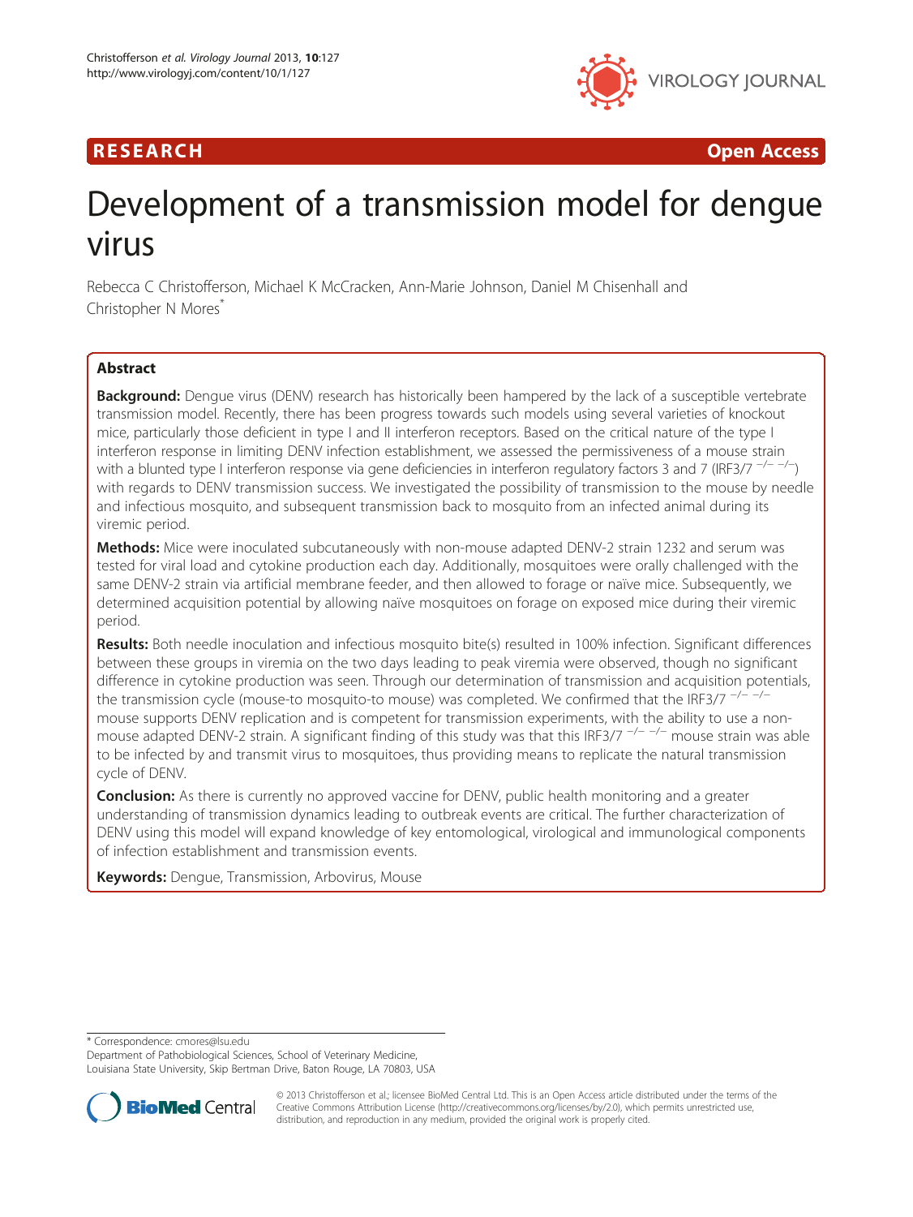RESEARCH Open Access

# Development of a transmission model for dengue virus

Rebecca C Christofferson, Michael K McCracken, Ann-Marie Johnson, Daniel M Chisenhall and Christopher N Mores*

## Abstract

**Background:** Dengue virus (DENV) research has historically been hampered by the lack of a susceptible vertebrate transmission model. Recently, there has been progress towards such models using several varieties of knockout mice, particularly those deficient in type I and II interferon receptors. Based on the critical nature of the type I interferon response in limiting DENV infection establishment, we assessed the permissiveness of a mouse strain with a blunted type I interferon response via gene deficiencies in interferon regulatory factors 3 and 7 (IRF3/7 $^{-/-\ -/-}$) with regards to DENV transmission success. We investigated the possibility of transmission to the mouse by needle and infectious mosquito, and subsequent transmission back to mosquito from an infected animal during its viremic period.

**Methods:** Mice were inoculated subcutaneously with non-mouse adapted DENV-2 strain 1232 and serum was tested for viral load and cytokine production each day. Additionally, mosquitoes were orally challenged with the same DENV-2 strain via artificial membrane feeder, and then allowed to forage or naïve mice. Subsequently, we determined acquisition potential by allowing naïve mosquitoes on forage on exposed mice during their viremic period.

**Results:** Both needle inoculation and infectious mosquito bite(s) resulted in 100% infection. Significant differences between these groups in viremia on the two days leading to peak viremia were observed, though no significant difference in cytokine production was seen. Through our determination of transmission and acquisition potentials, the transmission cycle (mouse-to mosquito-to mouse) was completed. We confirmed that the IRF3/7 $^{-/-\ -/-}$ mouse supports DENV replication and is competent for transmission experiments, with the ability to use a non-mouse adapted DENV-2 strain. A significant finding of this study was that this IRF3/7 $^{-/-\ -/-}$ mouse strain was able to be infected by and transmit virus to mosquitoes, thus providing means to replicate the natural transmission cycle of DENV.

**Conclusion:** As there is currently no approved vaccine for DENV, public health monitoring and a greater understanding of transmission dynamics leading to outbreak events are critical. The further characterization of DENV using this model will expand knowledge of key entomological, virological and immunological components of infection establishment and transmission events.

**Keywords:** Dengue, Transmission, Arbovirus, Mouse

---

* Correspondence: cmores@lsu.edu
Department of Pathobiological Sciences, School of Veterinary Medicine, Louisiana State University, Skip Bertman Drive, Baton Rouge, LA 70803, USA

© 2013 Christofferson et al.; licensee BioMed Central Ltd. This is an Open Access article distributed under the terms of the Creative Commons Attribution License (http://creativecommons.org/licenses/by/2.0), which permits unrestricted use, distribution, and reproduction in any medium, provided the original work is properly cited.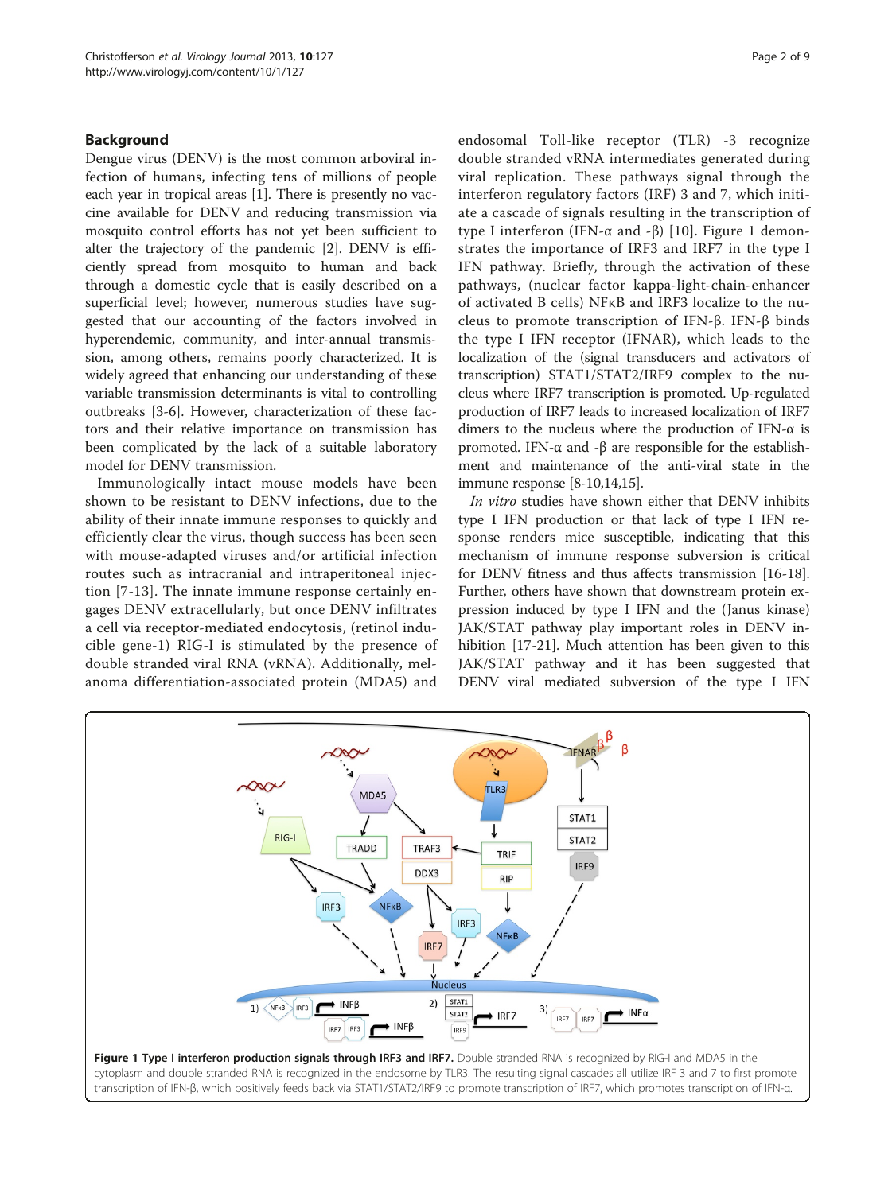## Background

Dengue virus (DENV) is the most common arboviral infection of humans, infecting tens of millions of people each year in tropical areas [1]. There is presently no vaccine available for DENV and reducing transmission via mosquito control efforts has not yet been sufficient to alter the trajectory of the pandemic [2]. DENV is efficiently spread from mosquito to human and back through a domestic cycle that is easily described on a superficial level; however, numerous studies have suggested that our accounting of the factors involved in hyperendemic, community, and inter-annual transmission, among others, remains poorly characterized. It is widely agreed that enhancing our understanding of these variable transmission determinants is vital to controlling outbreaks [3-6]. However, characterization of these factors and their relative importance on transmission has been complicated by the lack of a suitable laboratory model for DENV transmission.

Immunologically intact mouse models have been shown to be resistant to DENV infections, due to the ability of their innate immune responses to quickly and efficiently clear the virus, though success has been seen with mouse-adapted viruses and/or artificial infection routes such as intracranial and intraperitoneal injection [7-13]. The innate immune response certainly engages DENV extracellularly, but once DENV infiltrates a cell via receptor-mediated endocytosis, (retinol inducible gene-1) RIG-I is stimulated by the presence of double stranded viral RNA (vRNA). Additionally, melanoma differentiation-associated protein (MDA5) and endosomal Toll-like receptor (TLR) -3 recognize double stranded vRNA intermediates generated during viral replication. These pathways signal through the interferon regulatory factors (IRF) 3 and 7, which initiate a cascade of signals resulting in the transcription of type I interferon (IFN-α and -β) [10]. Figure 1 demonstrates the importance of IRF3 and IRF7 in the type I IFN pathway. Briefly, through the activation of these pathways, (nuclear factor kappa-light-chain-enhancer of activated B cells) NFκB and IRF3 localize to the nucleus to promote transcription of IFN-β. IFN-β binds the type I IFN receptor (IFNAR), which leads to the localization of the (signal transducers and activators of transcription) STAT1/STAT2/IRF9 complex to the nucleus where IRF7 transcription is promoted. Up-regulated production of IRF7 leads to increased localization of IRF7 dimers to the nucleus where the production of IFN-α is promoted. IFN-α and -β are responsible for the establishment and maintenance of the anti-viral state in the immune response [8-10,14,15].

*In vitro* studies have shown either that DENV inhibits type I IFN production or that lack of type I IFN response renders mice susceptible, indicating that this mechanism of immune response subversion is critical for DENV fitness and thus affects transmission [16-18]. Further, others have shown that downstream protein expression induced by type I IFN and the (Janus kinase) JAK/STAT pathway play important roles in DENV inhibition [17-21]. Much attention has been given to this JAK/STAT pathway and it has been suggested that DENV viral mediated subversion of the type I IFN

**Figure 1 Type I interferon production signals through IRF3 and IRF7.** Double stranded RNA is recognized by RIG-I and MDA5 in the cytoplasm and double stranded RNA is recognized in the endosome by TLR3. The resulting signal cascades all utilize IRF 3 and 7 to first promote transcription of IFN-β, which positively feeds back via STAT1/STAT2/IRF9 to promote transcription of IRF7, which promotes transcription of IFN-α.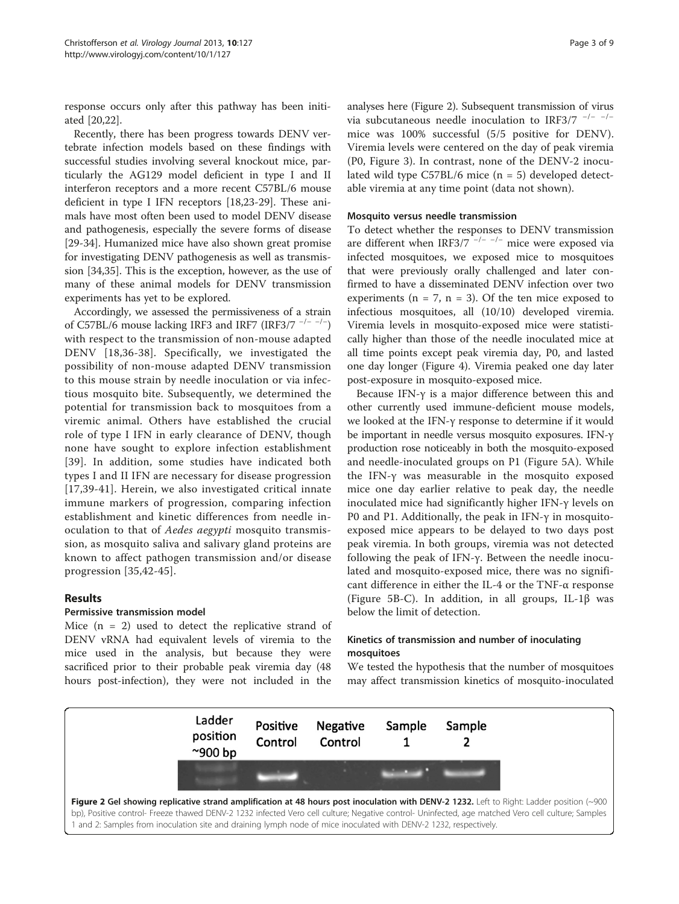response occurs only after this pathway has been initiated [20,22].

Recently, there has been progress towards DENV vertebrate infection models based on these findings with successful studies involving several knockout mice, particularly the AG129 model deficient in type I and II interferon receptors and a more recent C57BL/6 mouse deficient in type I IFN receptors [18,23-29]. These animals have most often been used to model DENV disease and pathogenesis, especially the severe forms of disease [29-34]. Humanized mice have also shown great promise for investigating DENV pathogenesis as well as transmission [34,35]. This is the exception, however, as the use of many of these animal models for DENV transmission experiments has yet to be explored.

Accordingly, we assessed the permissiveness of a strain of C57BL/6 mouse lacking IRF3 and IRF7 (IRF3/7 $^{-/-\ -/-}$) with respect to the transmission of non-mouse adapted DENV [18,36-38]. Specifically, we investigated the possibility of non-mouse adapted DENV transmission to this mouse strain by needle inoculation or via infectious mosquito bite. Subsequently, we determined the potential for transmission back to mosquitoes from a viremic animal. Others have established the crucial role of type I IFN in early clearance of DENV, though none have sought to explore infection establishment [39]. In addition, some studies have indicated both types I and II IFN are necessary for disease progression [17,39-41]. Herein, we also investigated critical innate immune markers of progression, comparing infection establishment and kinetic differences from needle inoculation to that of *Aedes aegypti* mosquito transmission, as mosquito saliva and salivary gland proteins are known to affect pathogen transmission and/or disease progression [35,42-45].

## Results

### Permissive transmission model

Mice (n = 2) used to detect the replicative strand of DENV vRNA had equivalent levels of viremia to the mice used in the analysis, but because they were sacrificed prior to their probable peak viremia day (48 hours post-infection), they were not included in the analyses here (Figure 2). Subsequent transmission of virus via subcutaneous needle inoculation to IRF3/7 $^{-/-\ -/-}$ mice was 100% successful (5/5 positive for DENV). Viremia levels were centered on the day of peak viremia (P0, Figure 3). In contrast, none of the DENV-2 inoculated wild type C57BL/6 mice (n = 5) developed detectable viremia at any time point (data not shown).

### Mosquito versus needle transmission

To detect whether the responses to DENV transmission are different when IRF3/7 $^{-/-\ -/-}$ mice were exposed via infected mosquitoes, we exposed mice to mosquitoes that were previously orally challenged and later confirmed to have a disseminated DENV infection over two experiments (n = 7, n = 3). Of the ten mice exposed to infectious mosquitoes, all (10/10) developed viremia. Viremia levels in mosquito-exposed mice were statistically higher than those of the needle inoculated mice at all time points except peak viremia day, P0, and lasted one day longer (Figure 4). Viremia peaked one day later post-exposure in mosquito-exposed mice.

Because IFN-γ is a major difference between this and other currently used immune-deficient mouse models, we looked at the IFN-γ response to determine if it would be important in needle versus mosquito exposures. IFN-γ production rose noticeably in both the mosquito-exposed and needle-inoculated groups on P1 (Figure 5A). While the IFN-γ was measurable in the mosquito exposed mice one day earlier relative to peak day, the needle inoculated mice had significantly higher IFN-γ levels on P0 and P1. Additionally, the peak in IFN-γ in mosquito-exposed mice appears to be delayed to two days post peak viremia. In both groups, viremia was not detected following the peak of IFN-γ. Between the needle inoculated and mosquito-exposed mice, there was no significant difference in either the IL-4 or the TNF-α response (Figure 5B-C). In addition, in all groups, IL-1β was below the limit of detection.

### Kinetics of transmission and number of inoculating mosquitoes

We tested the hypothesis that the number of mosquitoes may affect transmission kinetics of mosquito-inoculated

| Ladder position ~900 bp | Positive Control | Negative Control | Sample 1 | Sample 2 |
|---|---|---|---|---|

**Figure 2 Gel showing replicative strand amplification at 48 hours post inoculation with DENV-2 1232.** Left to Right: Ladder position (~900 bp), Positive control- Freeze thawed DENV-2 1232 infected Vero cell culture; Negative control- Uninfected, age matched Vero cell culture; Samples 1 and 2: Samples from inoculation site and draining lymph node of mice inoculated with DENV-2 1232, respectively.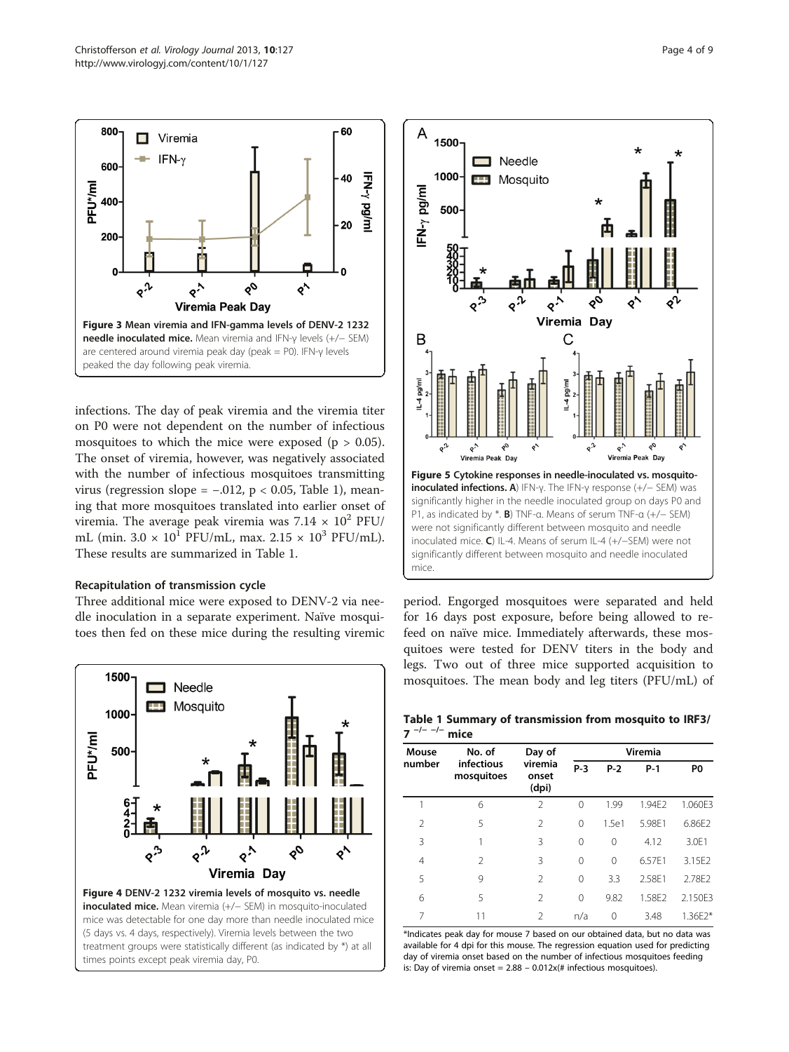Figure 3 Mean viremia and IFN-gamma levels of DENV-2 1232 needle inoculated mice. Mean viremia and IFN-γ levels (+/− SEM) are centered around viremia peak day (peak = P0). IFN-γ levels peaked the day following peak viremia.

infections. The day of peak viremia and the viremia titer on P0 were not dependent on the number of infectious mosquitoes to which the mice were exposed ($p > 0.05$). The onset of viremia, however, was negatively associated with the number of infectious mosquitoes transmitting virus (regression slope = −.012, $p < 0.05$, Table 1), meaning that more mosquitoes translated into earlier onset of viremia. The average peak viremia was $7.14 \times 10^2$ PFU/mL (min. $3.0 \times 10^1$ PFU/mL, max. $2.15 \times 10^3$ PFU/mL). These results are summarized in Table 1.

### Recapitulation of transmission cycle

Three additional mice were exposed to DENV-2 via needle inoculation in a separate experiment. Naïve mosquitoes then fed on these mice during the resulting viremic period. Engorged mosquitoes were separated and held for 16 days post exposure, before being allowed to refeed on naïve mice. Immediately afterwards, these mosquitoes were tested for DENV titers in the body and legs. Two out of three mice supported acquisition to mosquitoes. The mean body and leg titers (PFU/mL) of

Figure 4 DENV-2 1232 viremia levels of mosquito vs. needle inoculated mice. Mean viremia (+/− SEM) in mosquito-inoculated mice was detectable for one day more than needle inoculated mice (5 days vs. 4 days, respectively). Viremia levels between the two treatment groups were statistically different (as indicated by *) at all times points except peak viremia day, P0.

Figure 5 Cytokine responses in needle-inoculated vs. mosquito-inoculated infections. A) IFN-γ. The IFN-γ response (+/− SEM) was significantly higher in the needle inoculated group on days P0 and P1, as indicated by *. B) TNF-α. Means of serum TNF-α (+/− SEM) were not significantly different between mosquito and needle inoculated mice. C) IL-4. Means of serum IL-4 (+/−SEM) were not significantly different between mosquito and needle inoculated mice.

**Table 1 Summary of transmission from mosquito to IRF3/7 $^{-/- -/-}$ mice**

| Mouse number | No. of infectious mosquitoes | Day of viremia onset (dpi) | Viremia | | | |
|---|---|---|---|---|---|---|
| | | | P-3 | P-2 | P-1 | P0 |
| 1 | 6 | 2 | 0 | 1.99 | 1.94E2 | 1.060E3 |
| 2 | 5 | 2 | 0 | 1.5e1 | 5.98E1 | 6.86E2 |
| 3 | 1 | 3 | 0 | 0 | 4.12 | 3.0E1 |
| 4 | 2 | 3 | 0 | 0 | 6.57E1 | 3.15E2 |
| 5 | 9 | 2 | 0 | 3.3 | 2.58E1 | 2.78E2 |
| 6 | 5 | 2 | 0 | 9.82 | 1.58E2 | 2.150E3 |
| 7 | 11 | 2 | n/a | 0 | 3.48 | 1.36E2* |

*Indicates peak day for mouse 7 based on our obtained data, but no data was available for 4 dpi for this mouse. The regression equation used for predicting day of viremia onset based on the number of infectious mosquitoes feeding is: Day of viremia onset = 2.88 − 0.012x(# infectious mosquitoes).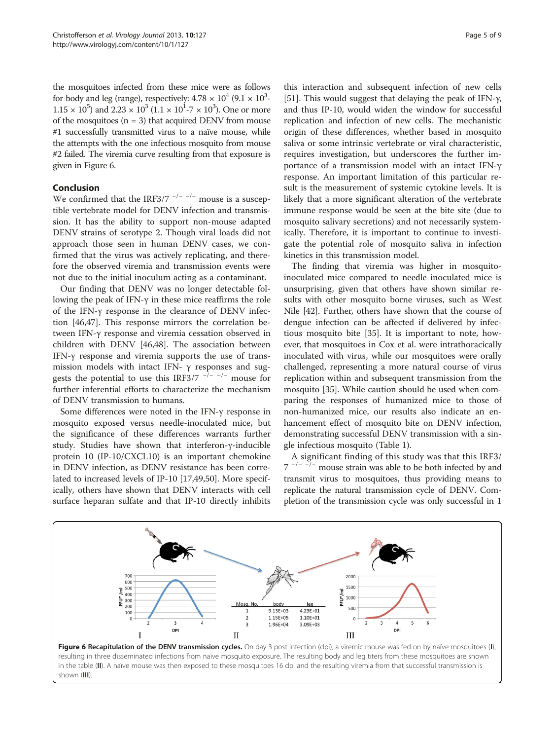the mosquitoes infected from these mice were as follows for body and leg (range), respectively: $4.78 \times 10^4$ ($9.1 \times 10^3$-$1.15 \times 10^5$) and $2.23 \times 10^3$ ($1.1 \times 10^1$-$7 \times 10^3$). One or more of the mosquitoes (n = 3) that acquired DENV from mouse #1 successfully transmitted virus to a naïve mouse, while the attempts with the one infectious mosquito from mouse #2 failed. The viremia curve resulting from that exposure is given in Figure 6.

## Conclusion

We confirmed that the IRF3/7 $^{-/- -/-}$ mouse is a susceptible vertebrate model for DENV infection and transmission. It has the ability to support non-mouse adapted DENV strains of serotype 2. Though viral loads did not approach those seen in human DENV cases, we confirmed that the virus was actively replicating, and therefore the observed viremia and transmission events were not due to the initial inoculum acting as a contaminant.

Our finding that DENV was no longer detectable following the peak of IFN-γ in these mice reaffirms the role of the IFN-γ response in the clearance of DENV infection [46,47]. This response mirrors the correlation between IFN-γ response and viremia cessation observed in children with DENV [46,48]. The association between IFN-γ response and viremia supports the use of transmission models with intact IFN- γ responses and suggests the potential to use this IRF3/7 $^{-/- -/-}$ mouse for further inferential efforts to characterize the mechanism of DENV transmission to humans.

Some differences were noted in the IFN-γ response in mosquito exposed versus needle-inoculated mice, but the significance of these differences warrants further study. Studies have shown that interferon-γ-inducible protein 10 (IP-10/CXCL10) is an important chemokine in DENV infection, as DENV resistance has been correlated to increased levels of IP-10 [17,49,50]. More specifically, others have shown that DENV interacts with cell surface heparan sulfate and that IP-10 directly inhibits this interaction and subsequent infection of new cells [51]. This would suggest that delaying the peak of IFN-γ, and thus IP-10, would widen the window for successful replication and infection of new cells. The mechanistic origin of these differences, whether based in mosquito saliva or some intrinsic vertebrate or viral characteristic, requires investigation, but underscores the further importance of a transmission model with an intact IFN-γ response. An important limitation of this particular result is the measurement of systemic cytokine levels. It is likely that a more significant alteration of the vertebrate immune response would be seen at the bite site (due to mosquito salivary secretions) and not necessarily systemically. Therefore, it is important to continue to investigate the potential role of mosquito saliva in infection kinetics in this transmission model.

The finding that viremia was higher in mosquito-inoculated mice compared to needle inoculated mice is unsurprising, given that others have shown similar results with other mosquito borne viruses, such as West Nile [42]. Further, others have shown that the course of dengue infection can be affected if delivered by infectious mosquito bite [35]. It is important to note, however, that mosquitoes in Cox et al. were intrathoracically inoculated with virus, while our mosquitoes were orally challenged, representing a more natural course of virus replication within and subsequent transmission from the mosquito [35]. While caution should be used when comparing the responses of humanized mice to those of non-humanized mice, our results also indicate an enhancement effect of mosquito bite on DENV infection, demonstrating successful DENV transmission with a single infectious mosquito (Table 1).

A significant finding of this study was that this IRF3/7 $^{-/- -/-}$ mouse strain was able to be both infected by and transmit virus to mosquitoes, thus providing means to replicate the natural transmission cycle of DENV. Completion of the transmission cycle was only successful in 1

| Mosq. No. | body | leg |
|---|---|---|
| 1 | 9.13E+03 | 4.23E+01 |
| 2 | 1.15E+05 | 1.10E+01 |
| 3 | 1.96E+04 | 3.09E+03 |

**Figure 6 Recapitulation of the DENV transmission cycles.** On day 3 post infection (dpi), a viremic mouse was fed on by naïve mosquitoes (**I**), resulting in three disseminated infections from naïve mosquito exposure. The resulting body and leg titers from these mosquitoes are shown in the table (**II**). A naïve mouse was then exposed to these mosquitoes 16 dpi and the resulting viremia from that successful transmission is shown (**III**).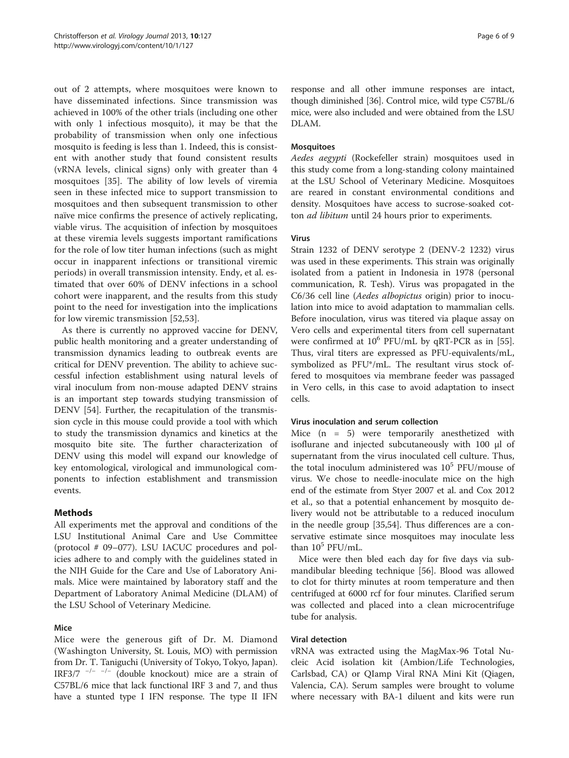out of 2 attempts, where mosquitoes were known to have disseminated infections. Since transmission was achieved in 100% of the other trials (including one other with only 1 infectious mosquito), it may be that the probability of transmission when only one infectious mosquito is feeding is less than 1. Indeed, this is consistent with another study that found consistent results (vRNA levels, clinical signs) only with greater than 4 mosquitoes [35]. The ability of low levels of viremia seen in these infected mice to support transmission to mosquitoes and then subsequent transmission to other naïve mice confirms the presence of actively replicating, viable virus. The acquisition of infection by mosquitoes at these viremia levels suggests important ramifications for the role of low titer human infections (such as might occur in inapparent infections or transitional viremic periods) in overall transmission intensity. Endy, et al. estimated that over 60% of DENV infections in a school cohort were inapparent, and the results from this study point to the need for investigation into the implications for low viremic transmission [52,53].

As there is currently no approved vaccine for DENV, public health monitoring and a greater understanding of transmission dynamics leading to outbreak events are critical for DENV prevention. The ability to achieve successful infection establishment using natural levels of viral inoculum from non-mouse adapted DENV strains is an important step towards studying transmission of DENV [54]. Further, the recapitulation of the transmission cycle in this mouse could provide a tool with which to study the transmission dynamics and kinetics at the mosquito bite site. The further characterization of DENV using this model will expand our knowledge of key entomological, virological and immunological components to infection establishment and transmission events.

## Methods

All experiments met the approval and conditions of the LSU Institutional Animal Care and Use Committee (protocol # 09–077). LSU IACUC procedures and policies adhere to and comply with the guidelines stated in the NIH Guide for the Care and Use of Laboratory Animals. Mice were maintained by laboratory staff and the Department of Laboratory Animal Medicine (DLAM) of the LSU School of Veterinary Medicine.

### Mice

Mice were the generous gift of Dr. M. Diamond (Washington University, St. Louis, MO) with permission from Dr. T. Taniguchi (University of Tokyo, Tokyo, Japan). IRF3/7 $^{-/-\ -/-}$ (double knockout) mice are a strain of C57BL/6 mice that lack functional IRF 3 and 7, and thus have a stunted type I IFN response. The type II IFN response and all other immune responses are intact, though diminished [36]. Control mice, wild type C57BL/6 mice, were also included and were obtained from the LSU DLAM.

### Mosquitoes

*Aedes aegypti* (Rockefeller strain) mosquitoes used in this study come from a long-standing colony maintained at the LSU School of Veterinary Medicine. Mosquitoes are reared in constant environmental conditions and density. Mosquitoes have access to sucrose-soaked cotton *ad libitum* until 24 hours prior to experiments.

### Virus

Strain 1232 of DENV serotype 2 (DENV-2 1232) virus was used in these experiments. This strain was originally isolated from a patient in Indonesia in 1978 (personal communication, R. Tesh). Virus was propagated in the C6/36 cell line (*Aedes albopictus* origin) prior to inoculation into mice to avoid adaptation to mammalian cells. Before inoculation, virus was titered via plaque assay on Vero cells and experimental titers from cell supernatant were confirmed at $10^6$ PFU/mL by qRT-PCR as in [55]. Thus, viral titers are expressed as PFU-equivalents/mL, symbolized as PFU*/mL. The resultant virus stock offered to mosquitoes via membrane feeder was passaged in Vero cells, in this case to avoid adaptation to insect cells.

### Virus inoculation and serum collection

Mice (n = 5) were temporarily anesthetized with isoflurane and injected subcutaneously with 100 μl of supernatant from the virus inoculated cell culture. Thus, the total inoculum administered was $10^5$ PFU/mouse of virus. We chose to needle-inoculate mice on the high end of the estimate from Styer 2007 et al. and Cox 2012 et al., so that a potential enhancement by mosquito delivery would not be attributable to a reduced inoculum in the needle group [35,54]. Thus differences are a conservative estimate since mosquitoes may inoculate less than $10^5$ PFU/mL.

Mice were then bled each day for five days via submandibular bleeding technique [56]. Blood was allowed to clot for thirty minutes at room temperature and then centrifuged at 6000 rcf for four minutes. Clarified serum was collected and placed into a clean microcentrifuge tube for analysis.

### Viral detection

vRNA was extracted using the MagMax-96 Total Nucleic Acid isolation kit (Ambion/Life Technologies, Carlsbad, CA) or QIamp Viral RNA Mini Kit (Qiagen, Valencia, CA). Serum samples were brought to volume where necessary with BA-1 diluent and kits were run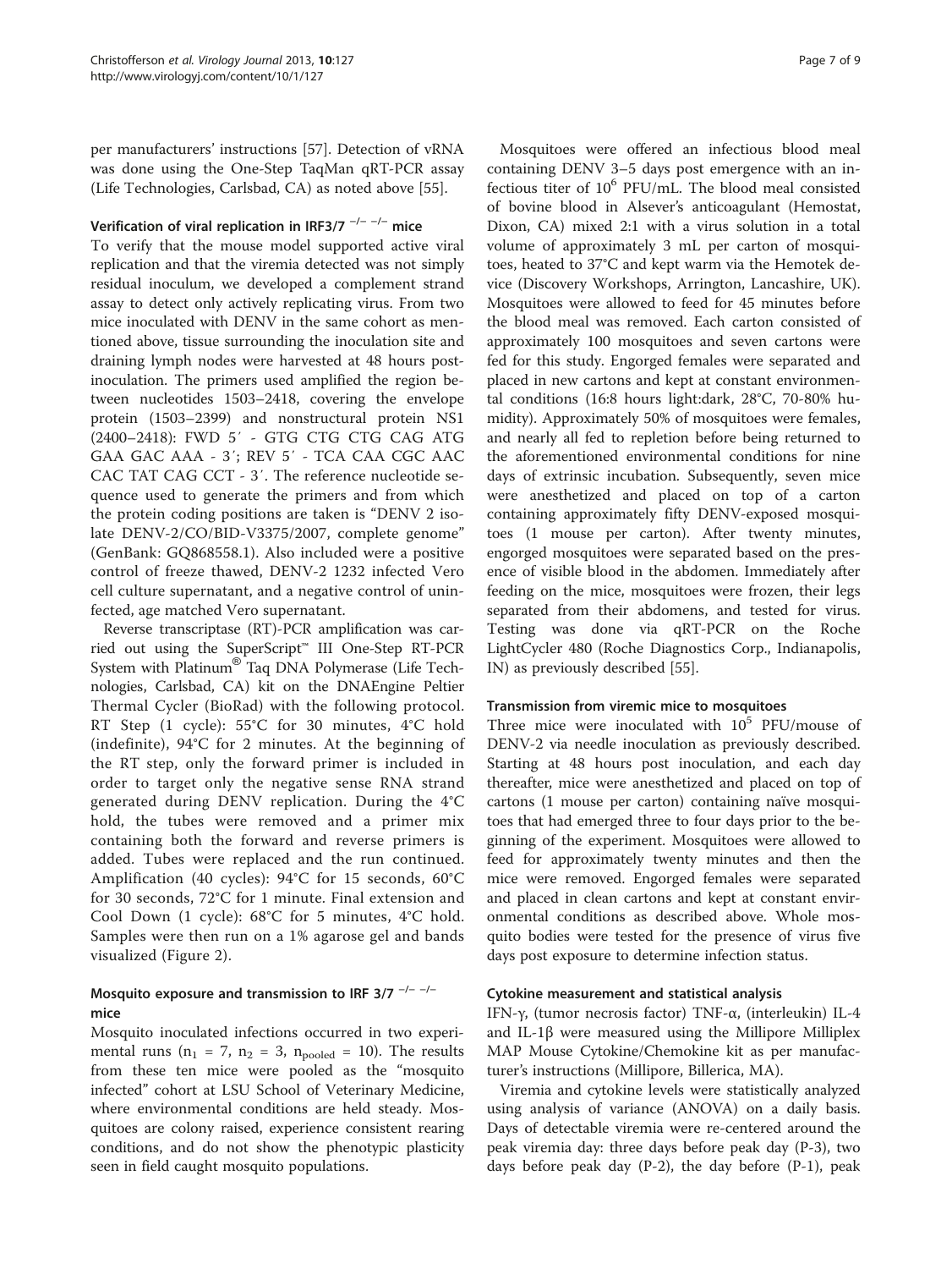per manufacturers' instructions [57]. Detection of vRNA was done using the One-Step TaqMan qRT-PCR assay (Life Technologies, Carlsbad, CA) as noted above [55].

### Verification of viral replication in IRF3/7 $^{-/- -/-}$ mice

To verify that the mouse model supported active viral replication and that the viremia detected was not simply residual inoculum, we developed a complement strand assay to detect only actively replicating virus. From two mice inoculated with DENV in the same cohort as mentioned above, tissue surrounding the inoculation site and draining lymph nodes were harvested at 48 hours post-inoculation. The primers used amplified the region between nucleotides 1503–2418, covering the envelope protein (1503–2399) and nonstructural protein NS1 (2400–2418): FWD 5′ - GTG CTG CTG CAG ATG GAA GAC AAA - 3′; REV 5′ - TCA CAA CGC AAC CAC TAT CAG CCT - 3′. The reference nucleotide sequence used to generate the primers and from which the protein coding positions are taken is "DENV 2 isolate DENV-2/CO/BID-V3375/2007, complete genome" (GenBank: GQ868558.1). Also included were a positive control of freeze thawed, DENV-2 1232 infected Vero cell culture supernatant, and a negative control of uninfected, age matched Vero supernatant.

Reverse transcriptase (RT)-PCR amplification was carried out using the SuperScript™ III One-Step RT-PCR System with Platinum® Taq DNA Polymerase (Life Technologies, Carlsbad, CA) kit on the DNAEngine Peltier Thermal Cycler (BioRad) with the following protocol. RT Step (1 cycle): 55°C for 30 minutes, 4°C hold (indefinite), 94°C for 2 minutes. At the beginning of the RT step, only the forward primer is included in order to target only the negative sense RNA strand generated during DENV replication. During the 4°C hold, the tubes were removed and a primer mix containing both the forward and reverse primers is added. Tubes were replaced and the run continued. Amplification (40 cycles): 94°C for 15 seconds, 60°C for 30 seconds, 72°C for 1 minute. Final extension and Cool Down (1 cycle): 68°C for 5 minutes, 4°C hold. Samples were then run on a 1% agarose gel and bands visualized (Figure 2).

### Mosquito exposure and transmission to IRF 3/7 $^{-/- -/-}$ mice

Mosquito inoculated infections occurred in two experimental runs ($n_1$ = 7, $n_2$ = 3, $n_{pooled}$ = 10). The results from these ten mice were pooled as the "mosquito infected" cohort at LSU School of Veterinary Medicine, where environmental conditions are held steady. Mosquitoes are colony raised, experience consistent rearing conditions, and do not show the phenotypic plasticity seen in field caught mosquito populations.

Mosquitoes were offered an infectious blood meal containing DENV 3–5 days post emergence with an infectious titer of $10^6$ PFU/mL. The blood meal consisted of bovine blood in Alsever's anticoagulant (Hemostat, Dixon, CA) mixed 2:1 with a virus solution in a total volume of approximately 3 mL per carton of mosquitoes, heated to 37°C and kept warm via the Hemotek device (Discovery Workshops, Arrington, Lancashire, UK). Mosquitoes were allowed to feed for 45 minutes before the blood meal was removed. Each carton consisted of approximately 100 mosquitoes and seven cartons were fed for this study. Engorged females were separated and placed in new cartons and kept at constant environmental conditions (16:8 hours light:dark, 28°C, 70-80% humidity). Approximately 50% of mosquitoes were females, and nearly all fed to repletion before being returned to the aforementioned environmental conditions for nine days of extrinsic incubation. Subsequently, seven mice were anesthetized and placed on top of a carton containing approximately fifty DENV-exposed mosquitoes (1 mouse per carton). After twenty minutes, engorged mosquitoes were separated based on the presence of visible blood in the abdomen. Immediately after feeding on the mice, mosquitoes were frozen, their legs separated from their abdomens, and tested for virus. Testing was done via qRT-PCR on the Roche LightCycler 480 (Roche Diagnostics Corp., Indianapolis, IN) as previously described [55].

### Transmission from viremic mice to mosquitoes

Three mice were inoculated with $10^5$ PFU/mouse of DENV-2 via needle inoculation as previously described. Starting at 48 hours post inoculation, and each day thereafter, mice were anesthetized and placed on top of cartons (1 mouse per carton) containing naïve mosquitoes that had emerged three to four days prior to the beginning of the experiment. Mosquitoes were allowed to feed for approximately twenty minutes and then the mice were removed. Engorged females were separated and placed in clean cartons and kept at constant environmental conditions as described above. Whole mosquito bodies were tested for the presence of virus five days post exposure to determine infection status.

### Cytokine measurement and statistical analysis

IFN-γ, (tumor necrosis factor) TNF-α, (interleukin) IL-4 and IL-1β were measured using the Millipore Milliplex MAP Mouse Cytokine/Chemokine kit as per manufacturer's instructions (Millipore, Billerica, MA).

Viremia and cytokine levels were statistically analyzed using analysis of variance (ANOVA) on a daily basis. Days of detectable viremia were re-centered around the peak viremia day: three days before peak day (P-3), two days before peak day (P-2), the day before (P-1), peak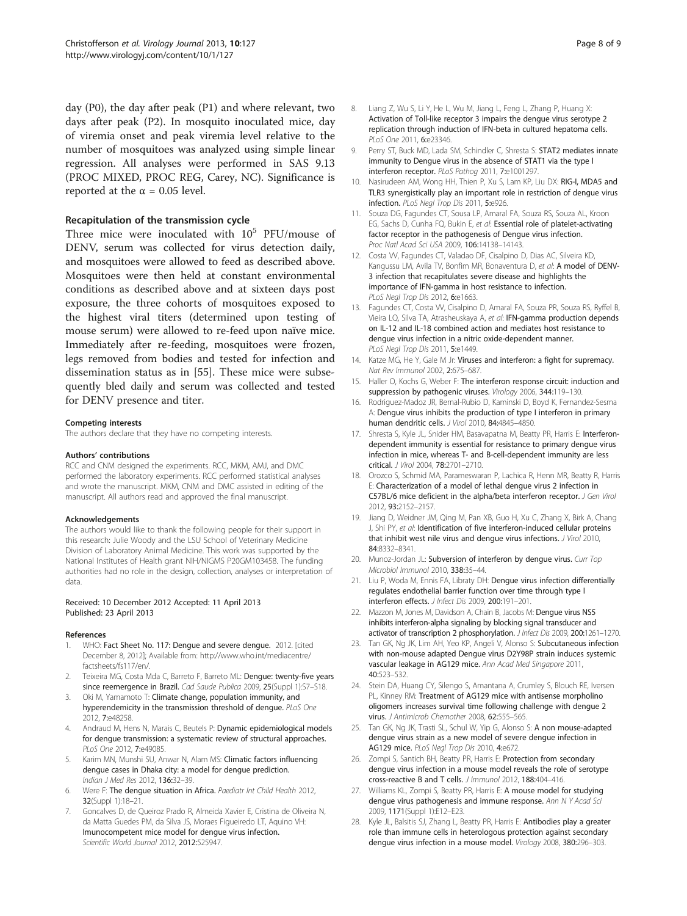day (P0), the day after peak (P1) and where relevant, two days after peak (P2). In mosquito inoculated mice, day of viremia onset and peak viremia level relative to the number of mosquitoes was analyzed using simple linear regression. All analyses were performed in SAS 9.13 (PROC MIXED, PROC REG, Carey, NC). Significance is reported at the $\alpha = 0.05$ level.

### Recapitulation of the transmission cycle

Three mice were inoculated with $10^5$ PFU/mouse of DENV, serum was collected for virus detection daily, and mosquitoes were allowed to feed as described above. Mosquitoes were then held at constant environmental conditions as described above and at sixteen days post exposure, the three cohorts of mosquitoes exposed to the highest viral titers (determined upon testing of mouse serum) were allowed to re-feed upon naïve mice. Immediately after re-feeding, mosquitoes were frozen, legs removed from bodies and tested for infection and dissemination status as in [55]. These mice were subsequently bled daily and serum was collected and tested for DENV presence and titer.

#### Competing interests

The authors declare that they have no competing interests.

#### Authors' contributions

RCC and CNM designed the experiments. RCC, MKM, AMJ, and DMC performed the laboratory experiments. RCC performed statistical analyses and wrote the manuscript. MKM, CNM and DMC assisted in editing of the manuscript. All authors read and approved the final manuscript.

#### Acknowledgements

The authors would like to thank the following people for their support in this research: Julie Woody and the LSU School of Veterinary Medicine Division of Laboratory Animal Medicine. This work was supported by the National Institutes of Health grant NIH/NIGMS P20GM103458. The funding authorities had no role in the design, collection, analyses or interpretation of data.

Received: 10 December 2012 Accepted: 11 April 2013
Published: 23 April 2013

#### References

1. WHO: **Fact Sheet No. 117: Dengue and severe dengue.** 2012. [cited December 8, 2012]; Available from: http://www.who.int/mediacentre/factsheets/fs117/en/.
2. Teixeira MG, Costa Mda C, Barreto F, Barreto ML: **Dengue: twenty-five years since reemergence in Brazil.** *Cad Saude Publica* 2009, **25**(Suppl 1):S7–S18.
3. Oki M, Yamamoto T: **Climate change, population immunity, and hyperendemicity in the transmission threshold of dengue.** *PLoS One* 2012, **7:**e48258.
4. Andraud M, Hens N, Marais C, Beutels P: **Dynamic epidemiological models for dengue transmission: a systematic review of structural approaches.** *PLoS One* 2012, **7:**e49085.
5. Karim MN, Munshi SU, Anwar N, Alam MS: **Climatic factors influencing dengue cases in Dhaka city: a model for dengue prediction.** *Indian J Med Res* 2012, **136:**32–39.
6. Were F: **The dengue situation in Africa.** *Paediatr Int Child Health* 2012, **32**(Suppl 1):18–21.
7. Goncalves D, de Queiroz Prado R, Almeida Xavier E, Cristina de Oliveira N, da Matta Guedes PM, da Silva JS, Moraes Figueiredo LT, Aquino VH: **Imunocompetent mice model for dengue virus infection.** *Scientific World Journal* 2012, **2012:**525947.
8. Liang Z, Wu S, Li Y, He L, Wu M, Jiang L, Feng L, Zhang P, Huang X: **Activation of Toll-like receptor 3 impairs the dengue virus serotype 2 replication through induction of IFN-beta in cultured hepatoma cells.** *PLoS One* 2011, **6:**e23346.
9. Perry ST, Buck MD, Lada SM, Schindler C, Shresta S: **STAT2 mediates innate immunity to Dengue virus in the absence of STAT1 via the type I interferon receptor.** *PLoS Pathog* 2011, **7:**e1001297.
10. Nasirudeen AM, Wong HH, Thien P, Xu S, Lam KP, Liu DX: **RIG-I, MDA5 and TLR3 synergistically play an important role in restriction of dengue virus infection.** *PLoS Negl Trop Dis* 2011, **5:**e926.
11. Souza DG, Fagundes CT, Sousa LP, Amaral FA, Souza RS, Souza AL, Kroon EG, Sachs D, Cunha FQ, Bukin E, *et al*: **Essential role of platelet-activating factor receptor in the pathogenesis of Dengue virus infection.** *Proc Natl Acad Sci USA* 2009, **106:**14138–14143.
12. Costa VV, Fagundes CT, Valadao DF, Cisalpino D, Dias AC, Silveira KD, Kangussu LM, Avila TV, Bonfim MR, Bonaventura D, *et al*: **A model of DENV-3 infection that recapitulates severe disease and highlights the importance of IFN-gamma in host resistance to infection.** *PLoS Negl Trop Dis* 2012, **6:**e1663.
13. Fagundes CT, Costa VV, Cisalpino D, Amaral FA, Souza PR, Souza RS, Ryffel B, Vieira LQ, Silva TA, Atrasheuskaya A, *et al*: **IFN-gamma production depends on IL-12 and IL-18 combined action and mediates host resistance to dengue virus infection in a nitric oxide-dependent manner.** *PLoS Negl Trop Dis* 2011, **5:**e1449.
14. Katze MG, He Y, Gale M Jr: **Viruses and interferon: a fight for supremacy.** *Nat Rev Immunol* 2002, **2:**675–687.
15. Haller O, Kochs G, Weber F: **The interferon response circuit: induction and suppression by pathogenic viruses.** *Virology* 2006, **344:**119–130.
16. Rodriguez-Madoz JR, Bernal-Rubio D, Kaminski D, Boyd K, Fernandez-Sesma A: **Dengue virus inhibits the production of type I interferon in primary human dendritic cells.** *J Virol* 2010, **84:**4845–4850.
17. Shresta S, Kyle JL, Snider HM, Basavapatna M, Beatty PR, Harris E: **Interferon-dependent immunity is essential for resistance to primary dengue virus infection in mice, whereas T- and B-cell-dependent immunity are less critical.** *J Virol* 2004, **78:**2701–2710.
18. Orozco S, Schmid MA, Parameswaran P, Lachica R, Henn MR, Beatty R, Harris E: **Characterization of a model of lethal dengue virus 2 infection in C57BL/6 mice deficient in the alpha/beta interferon receptor.** *J Gen Virol* 2012, **93:**2152–2157.
19. Jiang D, Weidner JM, Qing M, Pan XB, Guo H, Xu C, Zhang X, Birk A, Chang J, Shi PY, *et al*: **Identification of five interferon-induced cellular proteins that inhibit west nile virus and dengue virus infections.** *J Virol* 2010, **84:**8332–8341.
20. Munoz-Jordan JL: **Subversion of interferon by dengue virus.** *Curr Top Microbiol Immunol* 2010, **338:**35–44.
21. Liu P, Woda M, Ennis FA, Libraty DH: **Dengue virus infection differentially regulates endothelial barrier function over time through type I interferon effects.** *J Infect Dis* 2009, **200:**191–201.
22. Mazzon M, Jones M, Davidson A, Chain B, Jacobs M: **Dengue virus NS5 inhibits interferon-alpha signaling by blocking signal transducer and activator of transcription 2 phosphorylation.** *J Infect Dis* 2009, **200:**1261–1270.
23. Tan GK, Ng JK, Lim AH, Yeo KP, Angeli V, Alonso S: **Subcutaneous infection with non-mouse adapted Dengue virus D2Y98P strain induces systemic vascular leakage in AG129 mice.** *Ann Acad Med Singapore* 2011, **40:**523–532.
24. Stein DA, Huang CY, Silengo S, Amantana A, Crumley S, Blouch RE, Iversen PL, Kinney RM: **Treatment of AG129 mice with antisense morpholino oligomers increases survival time following challenge with dengue 2 virus.** *J Antimicrob Chemother* 2008, **62:**555–565.
25. Tan GK, Ng JK, Trasti SL, Schul W, Yip G, Alonso S: **A non mouse-adapted dengue virus strain as a new model of severe dengue infection in AG129 mice.** *PLoS Negl Trop Dis* 2010, **4:**e672.
26. Zompi S, Santich BH, Beatty PR, Harris E: **Protection from secondary dengue virus infection in a mouse model reveals the role of serotype cross-reactive B and T cells.** *J Immunol* 2012, **188:**404–416.
27. Williams KL, Zompi S, Beatty PR, Harris E: **A mouse model for studying dengue virus pathogenesis and immune response.** *Ann N Y Acad Sci* 2009, **1171**(Suppl 1):E12–E23.
28. Kyle JL, Balsitis SJ, Zhang L, Beatty PR, Harris E: **Antibodies play a greater role than immune cells in heterologous protection against secondary dengue virus infection in a mouse model.** *Virology* 2008, **380:**296–303.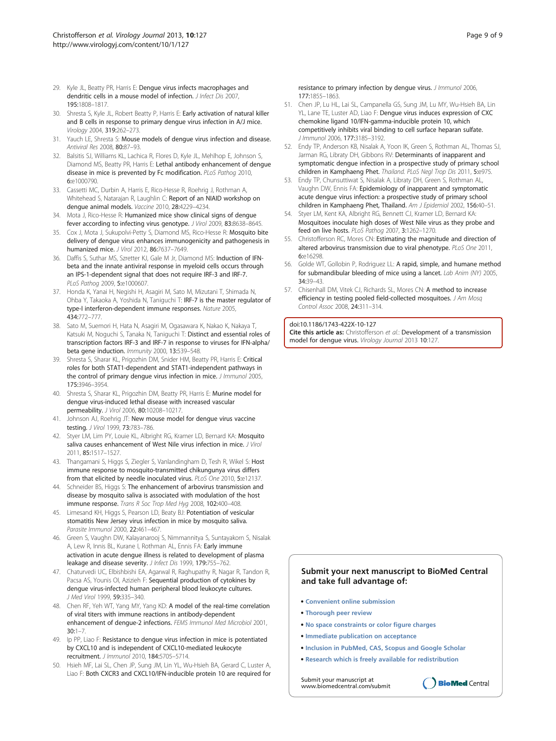29. Kyle JL, Beatty PR, Harris E: **Dengue virus infects macrophages and dendritic cells in a mouse model of infection.** *J Infect Dis* 2007, **195:**1808–1817.
30. Shresta S, Kyle JL, Robert Beatty P, Harris E: **Early activation of natural killer and B cells in response to primary dengue virus infection in A/J mice.** *Virology* 2004, **319:**262–273.
31. Yauch LE, Shresta S: **Mouse models of dengue virus infection and disease.** *Antiviral Res* 2008, **80:**87–93.
32. Balsitis SJ, Williams KL, Lachica R, Flores D, Kyle JL, Mehlhop E, Johnson S, Diamond MS, Beatty PR, Harris E: **Lethal antibody enhancement of dengue disease in mice is prevented by Fc modification.** *PLoS Pathog* 2010, **6:**e1000790.
33. Cassetti MC, Durbin A, Harris E, Rico-Hesse R, Roehrig J, Rothman A, Whitehead S, Natarajan R, Laughlin C: **Report of an NIAID workshop on dengue animal models.** *Vaccine* 2010, **28:**4229–4234.
34. Mota J, Rico-Hesse R: **Humanized mice show clinical signs of dengue fever according to infecting virus genotype.** *J Virol* 2009, **83:**8638–8645.
35. Cox J, Mota J, Sukupolvi-Petty S, Diamond MS, Rico-Hesse R: **Mosquito bite delivery of dengue virus enhances immunogenicity and pathogenesis in humanized mice.** *J Virol* 2012, **86:**7637–7649.
36. Daffis S, Suthar MS, Szretter KJ, Gale M Jr, Diamond MS: **Induction of IFN-beta and the innate antiviral response in myeloid cells occurs through an IPS-1-dependent signal that does not require IRF-3 and IRF-7.** *PLoS Pathog* 2009, **5:**e1000607.
37. Honda K, Yanai H, Negishi H, Asagiri M, Sato M, Mizutani T, Shimada N, Ohba Y, Takaoka A, Yoshida N, Taniguchi T: **IRF-7 is the master regulator of type-I interferon-dependent immune responses.** *Nature* 2005, **434:**772–777.
38. Sato M, Suemori H, Hata N, Asagiri M, Ogasawara K, Nakao K, Nakaya T, Katsuki M, Noguchi S, Tanaka N, Taniguchi T: **Distinct and essential roles of transcription factors IRF-3 and IRF-7 in response to viruses for IFN-alpha/beta gene induction.** *Immunity* 2000, **13:**539–548.
39. Shresta S, Sharar KL, Prigozhin DM, Snider HM, Beatty PR, Harris E: **Critical roles for both STAT1-dependent and STAT1-independent pathways in the control of primary dengue virus infection in mice.** *J Immunol* 2005, **175:**3946–3954.
40. Shresta S, Sharar KL, Prigozhin DM, Beatty PR, Harris E: **Murine model for dengue virus-induced lethal disease with increased vascular permeability.** *J Virol* 2006, **80:**10208–10217.
41. Johnson AJ, Roehrig JT: **New mouse model for dengue virus vaccine testing.** *J Virol* 1999, **73:**783–786.
42. Styer LM, Lim PY, Louie KL, Albright RG, Kramer LD, Bernard KA: **Mosquito saliva causes enhancement of West Nile virus infection in mice.** *J Virol* 2011, **85:**1517–1527.
43. Thangamani S, Higgs S, Ziegler S, Vanlandingham D, Tesh R, Wikel S: **Host immune response to mosquito-transmitted chikungunya virus differs from that elicited by needle inoculated virus.** *PLoS One* 2010, **5:**e12137.
44. Schneider BS, Higgs S: **The enhancement of arbovirus transmission and disease by mosquito saliva is associated with modulation of the host immune response.** *Trans R Soc Trop Med Hyg* 2008, **102:**400–408.
45. Limesand KH, Higgs S, Pearson LD, Beaty BJ: **Potentiation of vesicular stomatitis New Jersey virus infection in mice by mosquito saliva.** *Parasite Immunol* 2000, **22:**461–467.
46. Green S, Vaughn DW, Kalayanarooj S, Nimmannitya S, Suntayakorn S, Nisalak A, Lew R, Innis BL, Kurane I, Rothman AL, Ennis FA: **Early immune activation in acute dengue illness is related to development of plasma leakage and disease severity.** *J Infect Dis* 1999, **179:**755–762.
47. Chaturvedi UC, Elbishbishi EA, Agarwal R, Raghupathy R, Nagar R, Tandon R, Pacsa AS, Younis OI, Azizieh F: **Sequential production of cytokines by dengue virus-infected human peripheral blood leukocyte cultures.** *J Med Virol* 1999, **59:**335–340.
48. Chen RF, Yeh WT, Yang MY, Yang KD: **A model of the real-time correlation of viral titers with immune reactions in antibody-dependent enhancement of dengue-2 infections.** *FEMS Immunol Med Microbiol* 2001, **30:**1–7.
49. Ip PP, Liao F: **Resistance to dengue virus infection in mice is potentiated by CXCL10 and is independent of CXCL10-mediated leukocyte recruitment.** *J Immunol* 2010, **184:**5705–5714.
50. Hsieh MF, Lai SL, Chen JP, Sung JM, Lin YL, Wu-Hsieh BA, Gerard C, Luster A, Liao F: **Both CXCR3 and CXCL10/IFN-inducible protein 10 are required for resistance to primary infection by dengue virus.** *J Immunol* 2006, **177:**1855–1863.
51. Chen JP, Lu HL, Lai SL, Campanella GS, Sung JM, Lu MY, Wu-Hsieh BA, Lin YL, Lane TE, Luster AD, Liao F: **Dengue virus induces expression of CXC chemokine ligand 10/IFN-gamma-inducible protein 10, which competitively inhibits viral binding to cell surface heparan sulfate.** *J Immunol* 2006, **177:**3185–3192.
52. Endy TP, Anderson KB, Nisalak A, Yoon IK, Green S, Rothman AL, Thomas SJ, Jarman RG, Libraty DH, Gibbons RV: **Determinants of inapparent and symptomatic dengue infection in a prospective study of primary school children in Kamphaeng Phet.** *Thailand. PLoS Negl Trop Dis* 2011, **5:**e975.
53. Endy TP, Chunsuttiwat S, Nisalak A, Libraty DH, Green S, Rothman AL, Vaughn DW, Ennis FA: **Epidemiology of inapparent and symptomatic acute dengue virus infection: a prospective study of primary school children in Kamphaeng Phet, Thailand.** *Am J Epidemiol* 2002, **156:**40–51.
54. Styer LM, Kent KA, Albright RG, Bennett CJ, Kramer LD, Bernard KA: **Mosquitoes inoculate high doses of West Nile virus as they probe and feed on live hosts.** *PLoS Pathog* 2007, **3:**1262–1270.
55. Christofferson RC, Mores CN: **Estimating the magnitude and direction of altered arbovirus transmission due to viral phenotype.** *PLoS One* 2011, **6:**e16298.
56. Golde WT, Gollobin P, Rodriguez LL: **A rapid, simple, and humane method for submandibular bleeding of mice using a lancet.** *Lab Anim (NY)* 2005, **34:**39–43.
57. Chisenhall DM, Vitek CJ, Richards SL, Mores CN: **A method to increase efficiency in testing pooled field-collected mosquitoes.** *J Am Mosq Control Assoc* 2008, **24:**311–314.

doi:10.1186/1743-422X-10-127
**Cite this article as:** Christofferson *et al.*: Development of a transmission model for dengue virus. *Virology Journal* 2013 **10**:127.

**Submit your next manuscript to BioMed Central and take full advantage of:**

- **Convenient online submission**
- **Thorough peer review**
- **No space constraints or color figure charges**
- **Immediate publication on acceptance**
- **Inclusion in PubMed, CAS, Scopus and Google Scholar**
- **Research which is freely available for redistribution**

Submit your manuscript at
www.biomedcentral.com/submit

BioMed Central